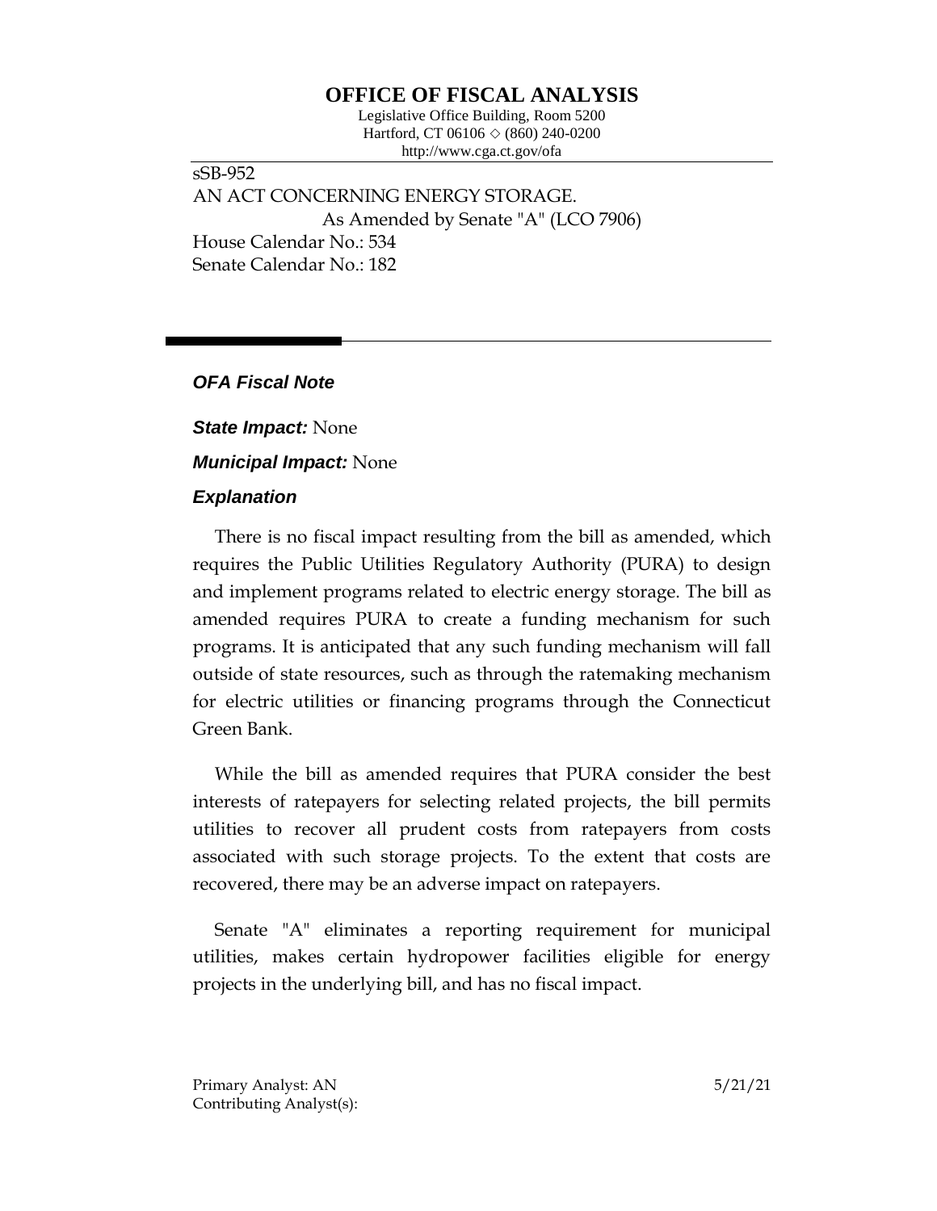# OFFICE OF FISCAL ANALYSIS

Legislative Office Building, Room 5200
Hartford, CT 06106 ◇ (860) 240-0200
http://www.cga.ct.gov/ofa

sSB-952
AN ACT CONCERNING ENERGY STORAGE.
As Amended by Senate "A" (LCO 7906)
House Calendar No.: 534
Senate Calendar No.: 182

---

## *OFA Fiscal Note*

***State Impact:*** None

***Municipal Impact:*** None

### *Explanation*

There is no fiscal impact resulting from the bill as amended, which requires the Public Utilities Regulatory Authority (PURA) to design and implement programs related to electric energy storage. The bill as amended requires PURA to create a funding mechanism for such programs. It is anticipated that any such funding mechanism will fall outside of state resources, such as through the ratemaking mechanism for electric utilities or financing programs through the Connecticut Green Bank.

While the bill as amended requires that PURA consider the best interests of ratepayers for selecting related projects, the bill permits utilities to recover all prudent costs from ratepayers from costs associated with such storage projects. To the extent that costs are recovered, there may be an adverse impact on ratepayers.

Senate "A" eliminates a reporting requirement for municipal utilities, makes certain hydropower facilities eligible for energy projects in the underlying bill, and has no fiscal impact.

Primary Analyst: AN
Contributing Analyst(s):

5/21/21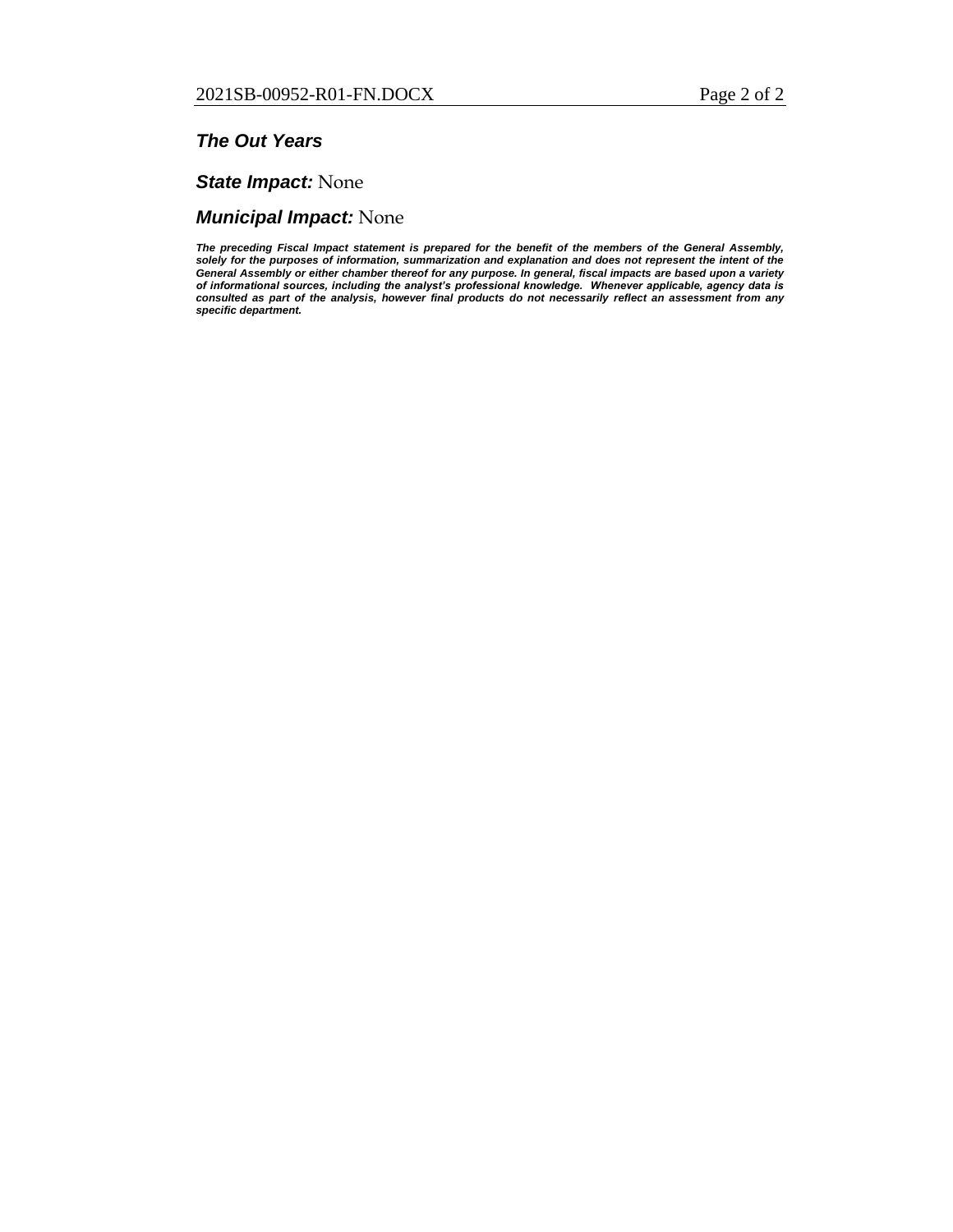### *The Out Years*

***State Impact:*** None

***Municipal Impact:*** None

***The preceding Fiscal Impact statement is prepared for the benefit of the members of the General Assembly, solely for the purposes of information, summarization and explanation and does not represent the intent of the General Assembly or either chamber thereof for any purpose. In general, fiscal impacts are based upon a variety of informational sources, including the analyst's professional knowledge. Whenever applicable, agency data is consulted as part of the analysis, however final products do not necessarily reflect an assessment from any specific department.***